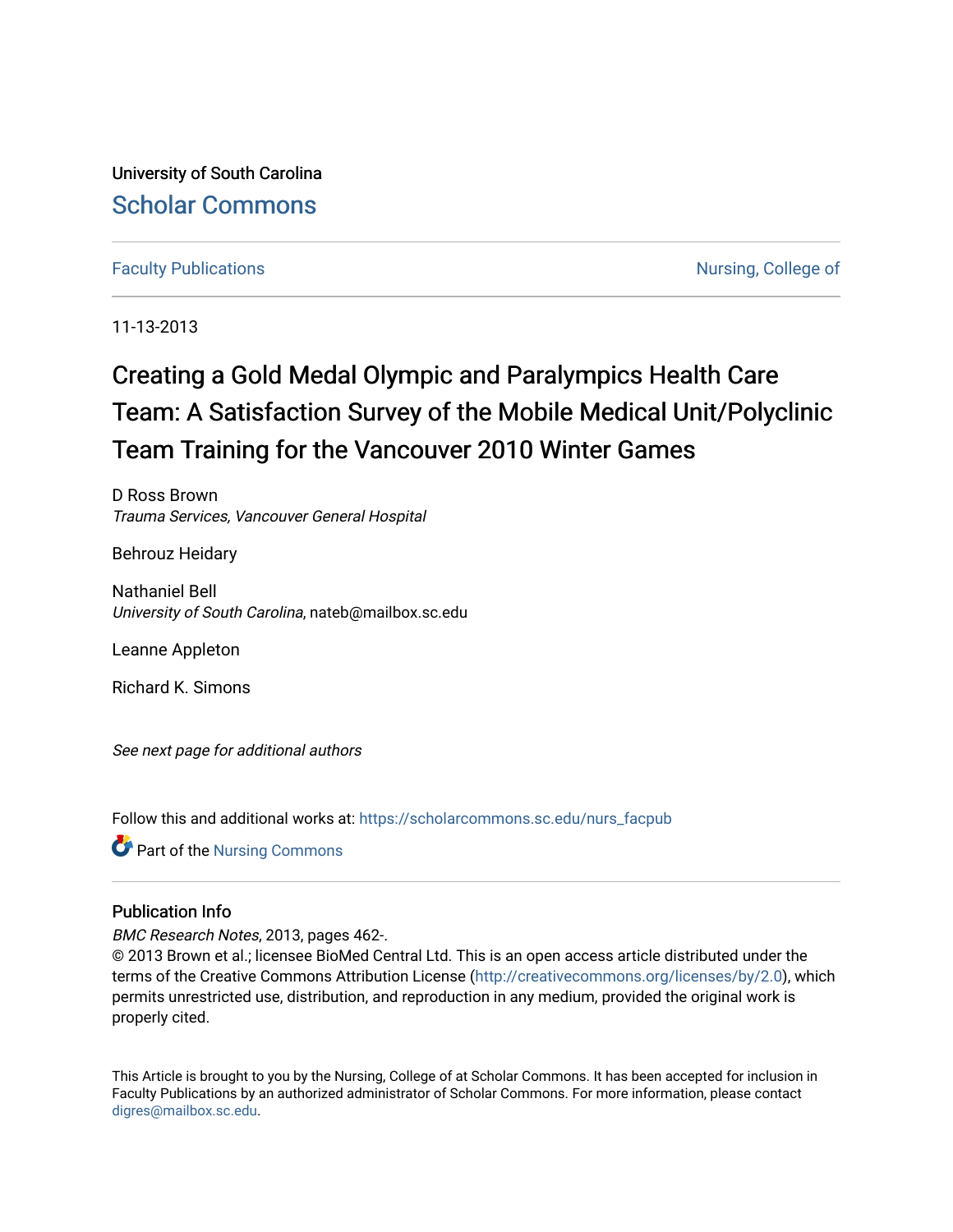University of South Carolina

Scholar Commons

Faculty Publications | Nursing, College of

11-13-2013

# Creating a Gold Medal Olympic and Paralympics Health Care Team: A Satisfaction Survey of the Mobile Medical Unit/Polyclinic Team Training for the Vancouver 2010 Winter Games

D Ross Brown
*Trauma Services, Vancouver General Hospital*

Behrouz Heidary

Nathaniel Bell
*University of South Carolina*, nateb@mailbox.sc.edu

Leanne Appleton

Richard K. Simons

*See next page for additional authors*

Follow this and additional works at: https://scholarcommons.sc.edu/nurs_facpub

Part of the Nursing Commons

## Publication Info

*BMC Research Notes*, 2013, pages 462-.
© 2013 Brown et al.; licensee BioMed Central Ltd. This is an open access article distributed under the terms of the Creative Commons Attribution License (http://creativecommons.org/licenses/by/2.0), which permits unrestricted use, distribution, and reproduction in any medium, provided the original work is properly cited.

This Article is brought to you by the Nursing, College of at Scholar Commons. It has been accepted for inclusion in Faculty Publications by an authorized administrator of Scholar Commons. For more information, please contact digres@mailbox.sc.edu.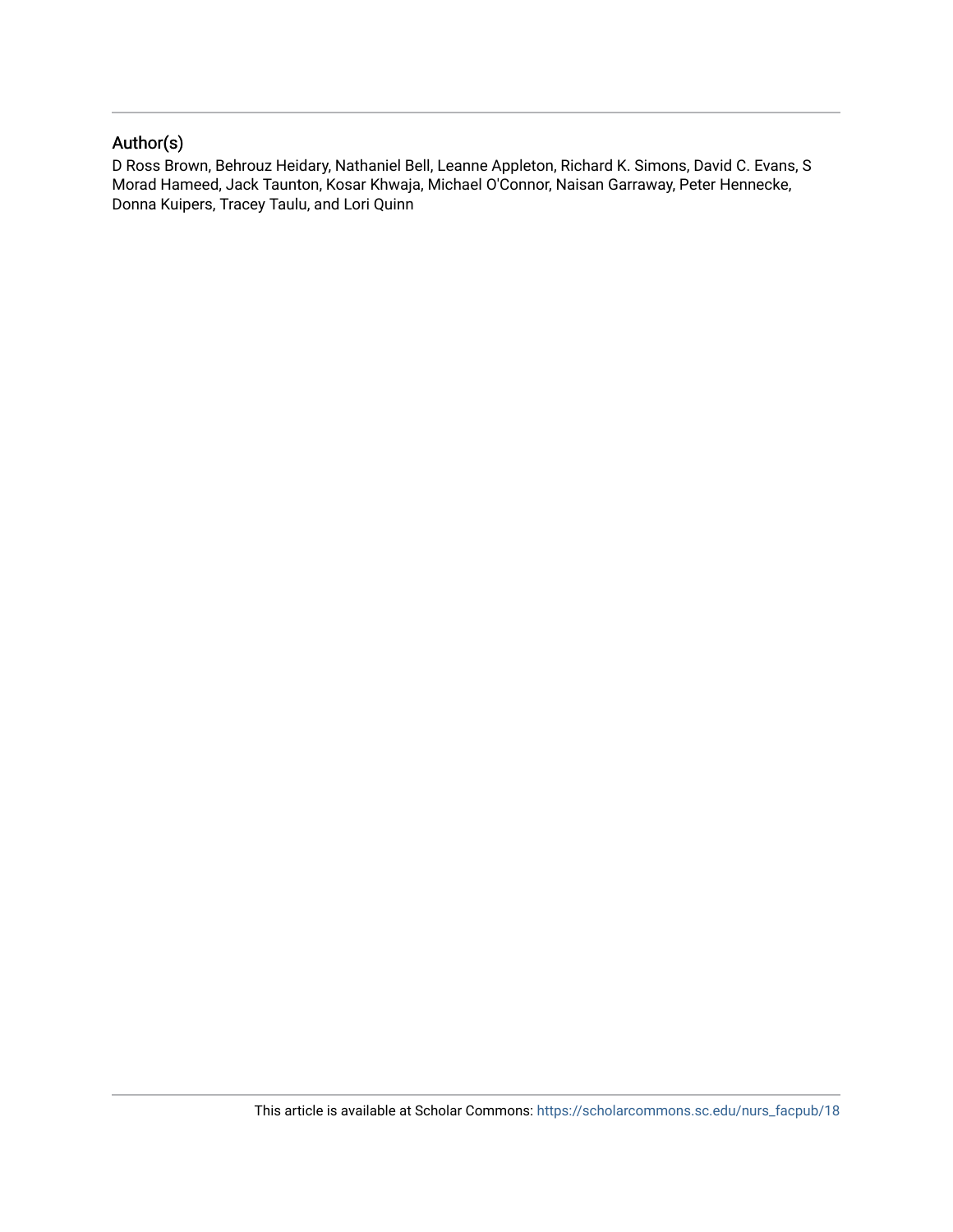## Author(s)

D Ross Brown, Behrouz Heidary, Nathaniel Bell, Leanne Appleton, Richard K. Simons, David C. Evans, S Morad Hameed, Jack Taunton, Kosar Khwaja, Michael O'Connor, Naisan Garraway, Peter Hennecke, Donna Kuipers, Tracey Taulu, and Lori Quinn

This article is available at Scholar Commons: https://scholarcommons.sc.edu/nurs_facpub/18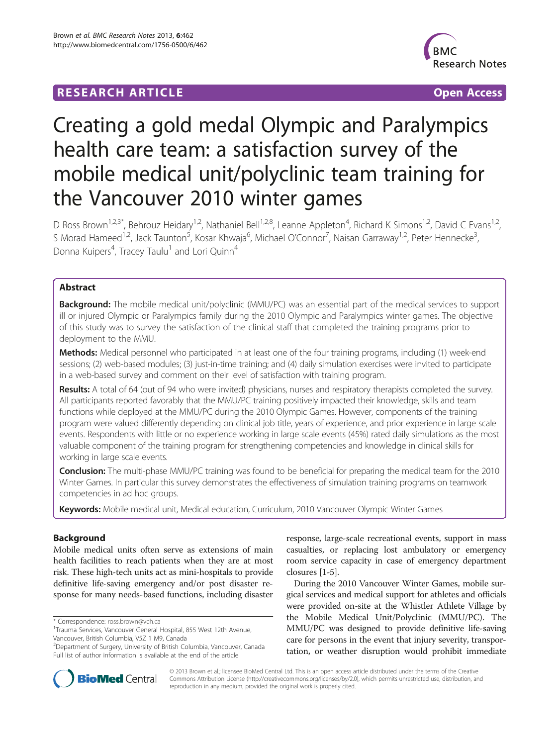# Creating a gold medal Olympic and Paralympics health care team: a satisfaction survey of the mobile medical unit/polyclinic team training for the Vancouver 2010 winter games

D Ross Brown[1,2,3*], Behrouz Heidary[1,2], Nathaniel Bell[1,2,8], Leanne Appleton[4], Richard K Simons[1,2], David C Evans[1,2], S Morad Hameed[1,2], Jack Taunton[5], Kosar Khwaja[6], Michael O'Connor[7], Naisan Garraway[1,2], Peter Hennecke[3], Donna Kuipers[4], Tracey Taulu[1] and Lori Quinn[4]

## Abstract

**Background:** The mobile medical unit/polyclinic (MMU/PC) was an essential part of the medical services to support ill or injured Olympic or Paralympics family during the 2010 Olympic and Paralympics winter games. The objective of this study was to survey the satisfaction of the clinical staff that completed the training programs prior to deployment to the MMU.

**Methods:** Medical personnel who participated in at least one of the four training programs, including (1) week-end sessions; (2) web-based modules; (3) just-in-time training; and (4) daily simulation exercises were invited to participate in a web-based survey and comment on their level of satisfaction with training program.

**Results:** A total of 64 (out of 94 who were invited) physicians, nurses and respiratory therapists completed the survey. All participants reported favorably that the MMU/PC training positively impacted their knowledge, skills and team functions while deployed at the MMU/PC during the 2010 Olympic Games. However, components of the training program were valued differently depending on clinical job title, years of experience, and prior experience in large scale events. Respondents with little or no experience working in large scale events (45%) rated daily simulations as the most valuable component of the training program for strengthening competencies and knowledge in clinical skills for working in large scale events.

**Conclusion:** The multi-phase MMU/PC training was found to be beneficial for preparing the medical team for the 2010 Winter Games. In particular this survey demonstrates the effectiveness of simulation training programs on teamwork competencies in ad hoc groups.

**Keywords:** Mobile medical unit, Medical education, Curriculum, 2010 Vancouver Olympic Winter Games

## Background

Mobile medical units often serve as extensions of main health facilities to reach patients when they are at most risk. These high-tech units act as mini-hospitals to provide definitive life-saving emergency and/or post disaster response for many needs-based functions, including disaster response, large-scale recreational events, support in mass casualties, or replacing lost ambulatory or emergency room service capacity in case of emergency department closures [1-5].

During the 2010 Vancouver Winter Games, mobile surgical services and medical support for athletes and officials were provided on-site at the Whistler Athlete Village by the Mobile Medical Unit/Polyclinic (MMU/PC). The MMU/PC was designed to provide definitive life-saving care for persons in the event that injury severity, transportation, or weather disruption would prohibit immediate

\* Correspondence: ross.brown@vch.ca
[1]Trauma Services, Vancouver General Hospital, 855 West 12th Avenue, Vancouver, British Columbia, V5Z 1 M9, Canada
[2]Department of Surgery, University of British Columbia, Vancouver, Canada
Full list of author information is available at the end of the article

© 2013 Brown et al.; licensee BioMed Central Ltd. This is an open access article distributed under the terms of the Creative Commons Attribution License (http://creativecommons.org/licenses/by/2.0), which permits unrestricted use, distribution, and reproduction in any medium, provided the original work is properly cited.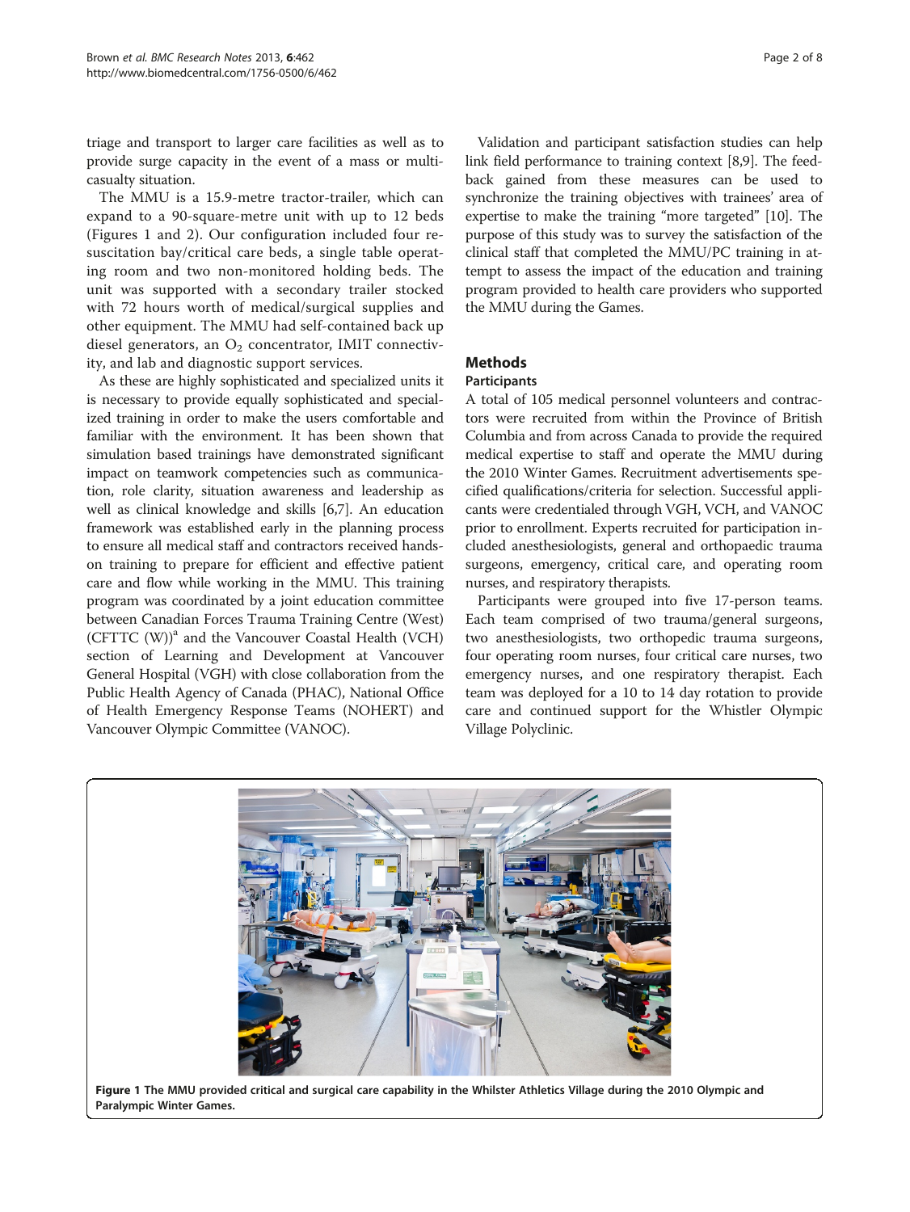triage and transport to larger care facilities as well as to provide surge capacity in the event of a mass or multi-casualty situation.

The MMU is a 15.9-metre tractor-trailer, which can expand to a 90-square-metre unit with up to 12 beds (Figures 1 and 2). Our configuration included four resuscitation bay/critical care beds, a single table operating room and two non-monitored holding beds. The unit was supported with a secondary trailer stocked with 72 hours worth of medical/surgical supplies and other equipment. The MMU had self-contained back up diesel generators, an $O_2$ concentrator, IMIT connectivity, and lab and diagnostic support services.

As these are highly sophisticated and specialized units it is necessary to provide equally sophisticated and specialized training in order to make the users comfortable and familiar with the environment. It has been shown that simulation based trainings have demonstrated significant impact on teamwork competencies such as communication, role clarity, situation awareness and leadership as well as clinical knowledge and skills [6,7]. An education framework was established early in the planning process to ensure all medical staff and contractors received hands-on training to prepare for efficient and effective patient care and flow while working in the MMU. This training program was coordinated by a joint education committee between Canadian Forces Trauma Training Centre (West) (CFTTC (W))[a] and the Vancouver Coastal Health (VCH) section of Learning and Development at Vancouver General Hospital (VGH) with close collaboration from the Public Health Agency of Canada (PHAC), National Office of Health Emergency Response Teams (NOHERT) and Vancouver Olympic Committee (VANOC).

Validation and participant satisfaction studies can help link field performance to training context [8,9]. The feedback gained from these measures can be used to synchronize the training objectives with trainees' area of expertise to make the training "more targeted" [10]. The purpose of this study was to survey the satisfaction of the clinical staff that completed the MMU/PC training in attempt to assess the impact of the education and training program provided to health care providers who supported the MMU during the Games.

## Methods

### Participants

A total of 105 medical personnel volunteers and contractors were recruited from within the Province of British Columbia and from across Canada to provide the required medical expertise to staff and operate the MMU during the 2010 Winter Games. Recruitment advertisements specified qualifications/criteria for selection. Successful applicants were credentialed through VGH, VCH, and VANOC prior to enrollment. Experts recruited for participation included anesthesiologists, general and orthopaedic trauma surgeons, emergency, critical care, and operating room nurses, and respiratory therapists.

Participants were grouped into five 17-person teams. Each team comprised of two trauma/general surgeons, two anesthesiologists, two orthopedic trauma surgeons, four operating room nurses, four critical care nurses, two emergency nurses, and one respiratory therapist. Each team was deployed for a 10 to 14 day rotation to provide care and continued support for the Whistler Olympic Village Polyclinic.

**Figure 1 The MMU provided critical and surgical care capability in the Whilster Athletics Village during the 2010 Olympic and Paralympic Winter Games.**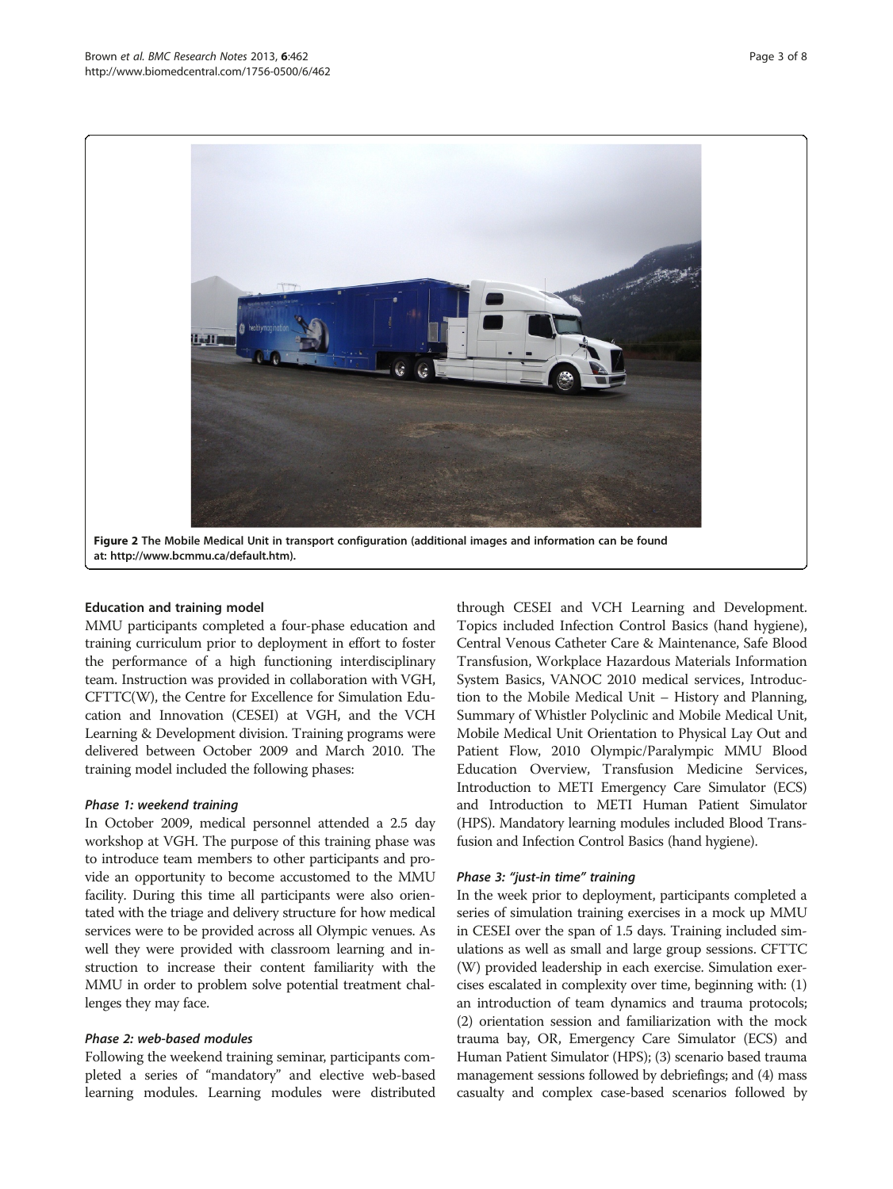**Figure 2** The Mobile Medical Unit in transport configuration (additional images and information can be found at: http://www.bcmmu.ca/default.htm).

## Education and training model

MMU participants completed a four-phase education and training curriculum prior to deployment in effort to foster the performance of a high functioning interdisciplinary team. Instruction was provided in collaboration with VGH, CFTTC(W), the Centre for Excellence for Simulation Education and Innovation (CESEI) at VGH, and the VCH Learning & Development division. Training programs were delivered between October 2009 and March 2010. The training model included the following phases:

### *Phase 1: weekend training*

In October 2009, medical personnel attended a 2.5 day workshop at VGH. The purpose of this training phase was to introduce team members to other participants and provide an opportunity to become accustomed to the MMU facility. During this time all participants were also orientated with the triage and delivery structure for how medical services were to be provided across all Olympic venues. As well they were provided with classroom learning and instruction to increase their content familiarity with the MMU in order to problem solve potential treatment challenges they may face.

### *Phase 2: web-based modules*

Following the weekend training seminar, participants completed a series of "mandatory" and elective web-based learning modules. Learning modules were distributed through CESEI and VCH Learning and Development. Topics included Infection Control Basics (hand hygiene), Central Venous Catheter Care & Maintenance, Safe Blood Transfusion, Workplace Hazardous Materials Information System Basics, VANOC 2010 medical services, Introduction to the Mobile Medical Unit – History and Planning, Summary of Whistler Polyclinic and Mobile Medical Unit, Mobile Medical Unit Orientation to Physical Lay Out and Patient Flow, 2010 Olympic/Paralympic MMU Blood Education Overview, Transfusion Medicine Services, Introduction to METI Emergency Care Simulator (ECS) and Introduction to METI Human Patient Simulator (HPS). Mandatory learning modules included Blood Transfusion and Infection Control Basics (hand hygiene).

### *Phase 3: "just-in time" training*

In the week prior to deployment, participants completed a series of simulation training exercises in a mock up MMU in CESEI over the span of 1.5 days. Training included simulations as well as small and large group sessions. CFTTC (W) provided leadership in each exercise. Simulation exercises escalated in complexity over time, beginning with: (1) an introduction of team dynamics and trauma protocols; (2) orientation session and familiarization with the mock trauma bay, OR, Emergency Care Simulator (ECS) and Human Patient Simulator (HPS); (3) scenario based trauma management sessions followed by debriefings; and (4) mass casualty and complex case-based scenarios followed by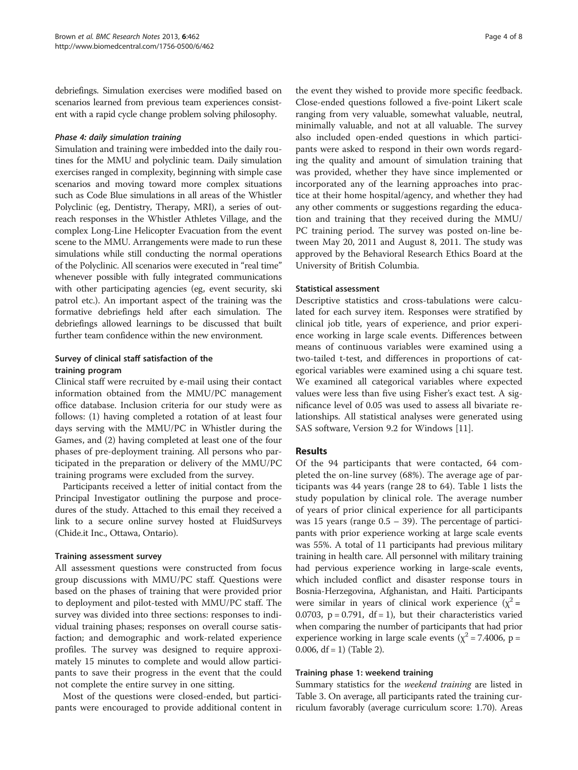debriefings. Simulation exercises were modified based on scenarios learned from previous team experiences consistent with a rapid cycle change problem solving philosophy.

#### *Phase 4: daily simulation training*

Simulation and training were imbedded into the daily routines for the MMU and polyclinic team. Daily simulation exercises ranged in complexity, beginning with simple case scenarios and moving toward more complex situations such as Code Blue simulations in all areas of the Whistler Polyclinic (eg, Dentistry, Therapy, MRI), a series of outreach responses in the Whistler Athletes Village, and the complex Long-Line Helicopter Evacuation from the event scene to the MMU. Arrangements were made to run these simulations while still conducting the normal operations of the Polyclinic. All scenarios were executed in "real time" whenever possible with fully integrated communications with other participating agencies (eg, event security, ski patrol etc.). An important aspect of the training was the formative debriefings held after each simulation. The debriefings allowed learnings to be discussed that built further team confidence within the new environment.

### Survey of clinical staff satisfaction of the training program

Clinical staff were recruited by e-mail using their contact information obtained from the MMU/PC management office database. Inclusion criteria for our study were as follows: (1) having completed a rotation of at least four days serving with the MMU/PC in Whistler during the Games, and (2) having completed at least one of the four phases of pre-deployment training. All persons who participated in the preparation or delivery of the MMU/PC training programs were excluded from the survey.

Participants received a letter of initial contact from the Principal Investigator outlining the purpose and procedures of the study. Attached to this email they received a link to a secure online survey hosted at FluidSurveys (Chide.it Inc., Ottawa, Ontario).

#### Training assessment survey

All assessment questions were constructed from focus group discussions with MMU/PC staff. Questions were based on the phases of training that were provided prior to deployment and pilot-tested with MMU/PC staff. The survey was divided into three sections: responses to individual training phases; responses on overall course satisfaction; and demographic and work-related experience profiles. The survey was designed to require approximately 15 minutes to complete and would allow participants to save their progress in the event that the could not complete the entire survey in one sitting.

Most of the questions were closed-ended, but participants were encouraged to provide additional content in the event they wished to provide more specific feedback. Close-ended questions followed a five-point Likert scale ranging from very valuable, somewhat valuable, neutral, minimally valuable, and not at all valuable. The survey also included open-ended questions in which participants were asked to respond in their own words regarding the quality and amount of simulation training that was provided, whether they have since implemented or incorporated any of the learning approaches into practice at their home hospital/agency, and whether they had any other comments or suggestions regarding the education and training that they received during the MMU/PC training period. The survey was posted on-line between May 20, 2011 and August 8, 2011. The study was approved by the Behavioral Research Ethics Board at the University of British Columbia.

#### Statistical assessment

Descriptive statistics and cross-tabulations were calculated for each survey item. Responses were stratified by clinical job title, years of experience, and prior experience working in large scale events. Differences between means of continuous variables were examined using a two-tailed t-test, and differences in proportions of categorical variables were examined using a chi square test. We examined all categorical variables where expected values were less than five using Fisher's exact test. A significance level of 0.05 was used to assess all bivariate relationships. All statistical analyses were generated using SAS software, Version 9.2 for Windows [11].

## Results

Of the 94 participants that were contacted, 64 completed the on-line survey (68%). The average age of participants was 44 years (range 28 to 64). Table 1 lists the study population by clinical role. The average number of years of prior clinical experience for all participants was 15 years (range 0.5 – 39). The percentage of participants with prior experience working at large scale events was 55%. A total of 11 participants had previous military training in health care. All personnel with military training had pervious experience working in large-scale events, which included conflict and disaster response tours in Bosnia-Herzegovina, Afghanistan, and Haiti. Participants were similar in years of clinical work experience ($\chi^2$ = 0.0703, p = 0.791, df = 1), but their characteristics varied when comparing the number of participants that had prior experience working in large scale events ($\chi^2$ = 7.4006, p = 0.006, df = 1) (Table 2).

#### Training phase 1: weekend training

Summary statistics for the *weekend training* are listed in Table 3. On average, all participants rated the training curriculum favorably (average curriculum score: 1.70). Areas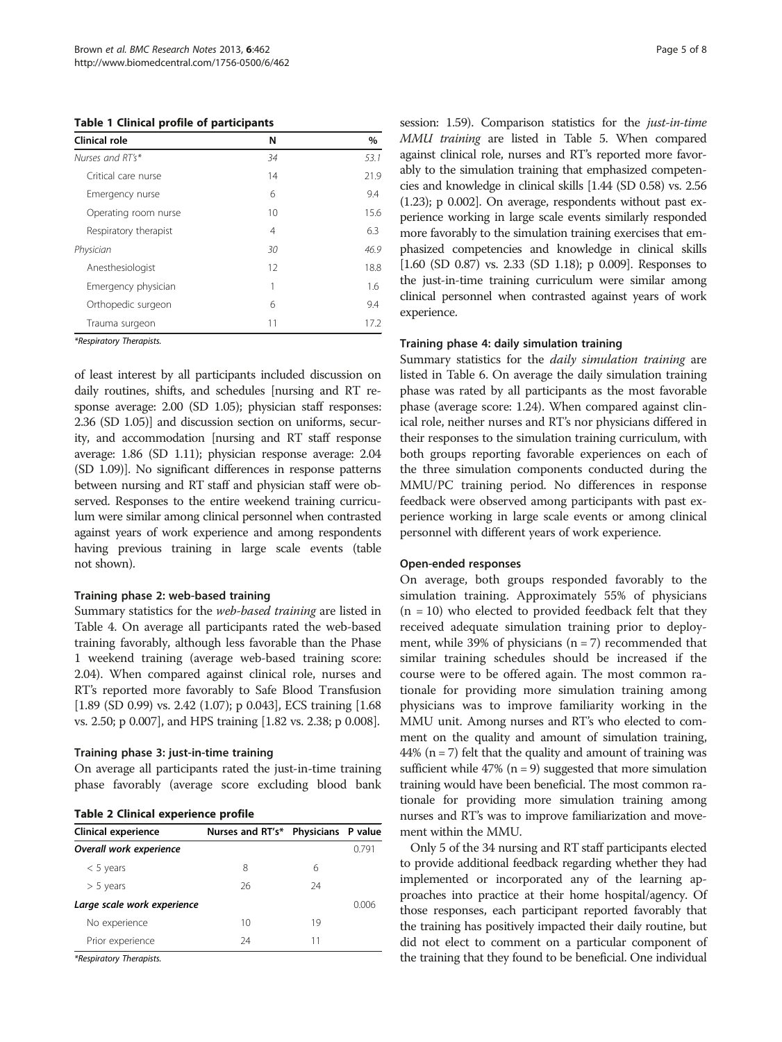**Table 1 Clinical profile of participants**

| Clinical role | N | % |
|---|---|---|
| *Nurses and RT's\** | *34* | *53.1* |
| Critical care nurse | 14 | 21.9 |
| Emergency nurse | 6 | 9.4 |
| Operating room nurse | 10 | 15.6 |
| Respiratory therapist | 4 | 6.3 |
| *Physician* | *30* | *46.9* |
| Anesthesiologist | 12 | 18.8 |
| Emergency physician | 1 | 1.6 |
| Orthopedic surgeon | 6 | 9.4 |
| Trauma surgeon | 11 | 17.2 |

*\*Respiratory Therapists.*

of least interest by all participants included discussion on daily routines, shifts, and schedules [nursing and RT response average: 2.00 (SD 1.05); physician staff responses: 2.36 (SD 1.05)] and discussion section on uniforms, security, and accommodation [nursing and RT staff response average: 1.86 (SD 1.11); physician response average: 2.04 (SD 1.09)]. No significant differences in response patterns between nursing and RT staff and physician staff were observed. Responses to the entire weekend training curriculum were similar among clinical personnel when contrasted against years of work experience and among respondents having previous training in large scale events (table not shown).

#### Training phase 2: web-based training

Summary statistics for the *web-based training* are listed in Table 4. On average all participants rated the web-based training favorably, although less favorable than the Phase 1 weekend training (average web-based training score: 2.04). When compared against clinical role, nurses and RT's reported more favorably to Safe Blood Transfusion [1.89 (SD 0.99) vs. 2.42 (1.07); p 0.043], ECS training [1.68 vs. 2.50; p 0.007], and HPS training [1.82 vs. 2.38; p 0.008].

#### Training phase 3: just-in-time training

On average all participants rated the just-in-time training phase favorably (average score excluding blood bank session: 1.59). Comparison statistics for the *just-in-time MMU training* are listed in Table 5. When compared against clinical role, nurses and RT's reported more favorably to the simulation training that emphasized competencies and knowledge in clinical skills [1.44 (SD 0.58) vs. 2.56 (1.23); p 0.002]. On average, respondents without past experience working in large scale events similarly responded more favorably to the simulation training exercises that emphasized competencies and knowledge in clinical skills [1.60 (SD 0.87) vs. 2.33 (SD 1.18); p 0.009]. Responses to the just-in-time training curriculum were similar among clinical personnel when contrasted against years of work experience.

**Table 2 Clinical experience profile**

| Clinical experience | Nurses and RT's\* | Physicians | P value |
|---|---|---|---|
| ***Overall work experience*** | | | 0.791 |
| < 5 years | 8 | 6 | |
| > 5 years | 26 | 24 | |
| ***Large scale work experience*** | | | 0.006 |
| No experience | 10 | 19 | |
| Prior experience | 24 | 11 | |

*\*Respiratory Therapists.*

#### Training phase 4: daily simulation training

Summary statistics for the *daily simulation training* are listed in Table 6. On average the daily simulation training phase was rated by all participants as the most favorable phase (average score: 1.24). When compared against clinical role, neither nurses and RT's nor physicians differed in their responses to the simulation training curriculum, with both groups reporting favorable experiences on each of the three simulation components conducted during the MMU/PC training period. No differences in response feedback were observed among participants with past experience working in large scale events or among clinical personnel with different years of work experience.

#### Open-ended responses

On average, both groups responded favorably to the simulation training. Approximately 55% of physicians (n = 10) who elected to provided feedback felt that they received adequate simulation training prior to deployment, while 39% of physicians (n = 7) recommended that similar training schedules should be increased if the course were to be offered again. The most common rationale for providing more simulation training among physicians was to improve familiarity working in the MMU unit. Among nurses and RT's who elected to comment on the quality and amount of simulation training, 44% (n = 7) felt that the quality and amount of training was sufficient while 47% (n = 9) suggested that more simulation training would have been beneficial. The most common rationale for providing more simulation training among nurses and RT's was to improve familiarization and movement within the MMU.

Only 5 of the 34 nursing and RT staff participants elected to provide additional feedback regarding whether they had implemented or incorporated any of the learning approaches into practice at their home hospital/agency. Of those responses, each participant reported favorably that the training has positively impacted their daily routine, but did not elect to comment on a particular component of the training that they found to be beneficial. One individual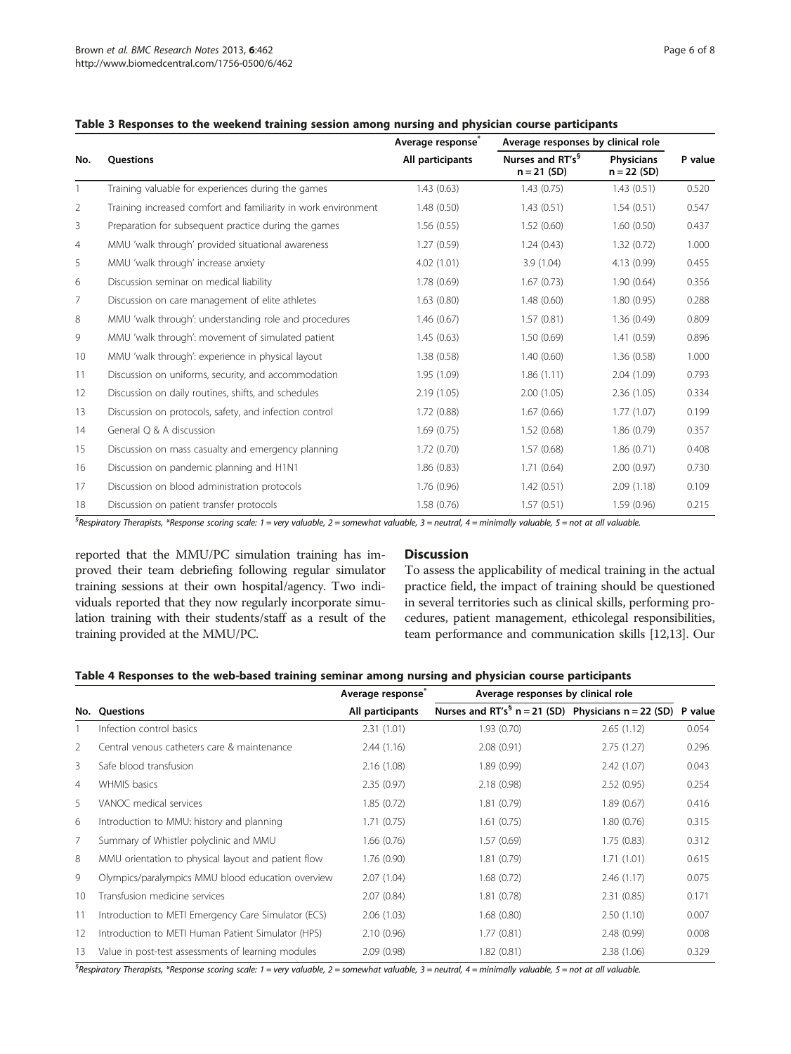**Table 3 Responses to the weekend training session among nursing and physician course participants**

| No. | Questions | Average response* | Average responses by clinical role | | P value |
|---|---|---|---|---|---|
| | | All participants | Nurses and RT's[§] n = 21 (SD) | Physicians n = 22 (SD) | |
| 1 | Training valuable for experiences during the games | 1.43 (0.63) | 1.43 (0.75) | 1.43 (0.51) | 0.520 |
| 2 | Training increased comfort and familiarity in work environment | 1.48 (0.50) | 1.43 (0.51) | 1.54 (0.51) | 0.547 |
| 3 | Preparation for subsequent practice during the games | 1.56 (0.55) | 1.52 (0.60) | 1.60 (0.50) | 0.437 |
| 4 | MMU 'walk through' provided situational awareness | 1.27 (0.59) | 1.24 (0.43) | 1.32 (0.72) | 1.000 |
| 5 | MMU 'walk through' increase anxiety | 4.02 (1.01) | 3.9 (1.04) | 4.13 (0.99) | 0.455 |
| 6 | Discussion seminar on medical liability | 1.78 (0.69) | 1.67 (0.73) | 1.90 (0.64) | 0.356 |
| 7 | Discussion on care management of elite athletes | 1.63 (0.80) | 1.48 (0.60) | 1.80 (0.95) | 0.288 |
| 8 | MMU 'walk through': understanding role and procedures | 1.46 (0.67) | 1.57 (0.81) | 1.36 (0.49) | 0.809 |
| 9 | MMU 'walk through': movement of simulated patient | 1.45 (0.63) | 1.50 (0.69) | 1.41 (0.59) | 0.896 |
| 10 | MMU 'walk through': experience in physical layout | 1.38 (0.58) | 1.40 (0.60) | 1.36 (0.58) | 1.000 |
| 11 | Discussion on uniforms, security, and accommodation | 1.95 (1.09) | 1.86 (1.11) | 2.04 (1.09) | 0.793 |
| 12 | Discussion on daily routines, shifts, and schedules | 2.19 (1.05) | 2.00 (1.05) | 2.36 (1.05) | 0.334 |
| 13 | Discussion on protocols, safety, and infection control | 1.72 (0.88) | 1.67 (0.66) | 1.77 (1.07) | 0.199 |
| 14 | General Q & A discussion | 1.69 (0.75) | 1.52 (0.68) | 1.86 (0.79) | 0.357 |
| 15 | Discussion on mass casualty and emergency planning | 1.72 (0.70) | 1.57 (0.68) | 1.86 (0.71) | 0.408 |
| 16 | Discussion on pandemic planning and H1N1 | 1.86 (0.83) | 1.71 (0.64) | 2.00 (0.97) | 0.730 |
| 17 | Discussion on blood administration protocols | 1.76 (0.96) | 1.42 (0.51) | 2.09 (1.18) | 0.109 |
| 18 | Discussion on patient transfer protocols | 1.58 (0.76) | 1.57 (0.51) | 1.59 (0.96) | 0.215 |

[§]Respiratory Therapists, *Response scoring scale: 1 = very valuable, 2 = somewhat valuable, 3 = neutral, 4 = minimally valuable, 5 = not at all valuable.

reported that the MMU/PC simulation training has improved their team debriefing following regular simulator training sessions at their own hospital/agency. Two individuals reported that they now regularly incorporate simulation training with their students/staff as a result of the training provided at the MMU/PC.

## Discussion

To assess the applicability of medical training in the actual practice field, the impact of training should be questioned in several territories such as clinical skills, performing procedures, patient management, ethicolegal responsibilities, team performance and communication skills [12,13]. Our

**Table 4 Responses to the web-based training seminar among nursing and physician course participants**

| No. | Questions | Average response* | Average responses by clinical role | | P value |
|---|---|---|---|---|---|
| | | All participants | Nurses and RT's[§] n = 21 (SD) | Physicians n = 22 (SD) | |
| 1 | Infection control basics | 2.31 (1.01) | 1.93 (0.70) | 2.65 (1.12) | 0.054 |
| 2 | Central venous catheters care & maintenance | 2.44 (1.16) | 2.08 (0.91) | 2.75 (1.27) | 0.296 |
| 3 | Safe blood transfusion | 2.16 (1.08) | 1.89 (0.99) | 2.42 (1.07) | 0.043 |
| 4 | WHMIS basics | 2.35 (0.97) | 2.18 (0.98) | 2.52 (0.95) | 0.254 |
| 5 | VANOC medical services | 1.85 (0.72) | 1.81 (0.79) | 1.89 (0.67) | 0.416 |
| 6 | Introduction to MMU: history and planning | 1.71 (0.75) | 1.61 (0.75) | 1.80 (0.76) | 0.315 |
| 7 | Summary of Whistler polyclinic and MMU | 1.66 (0.76) | 1.57 (0.69) | 1.75 (0.83) | 0.312 |
| 8 | MMU orientation to physical layout and patient flow | 1.76 (0.90) | 1.81 (0.79) | 1.71 (1.01) | 0.615 |
| 9 | Olympics/paralympics MMU blood education overview | 2.07 (1.04) | 1.68 (0.72) | 2.46 (1.17) | 0.075 |
| 10 | Transfusion medicine services | 2.07 (0.84) | 1.81 (0.78) | 2.31 (0.85) | 0.171 |
| 11 | Introduction to METI Emergency Care Simulator (ECS) | 2.06 (1.03) | 1.68 (0.80) | 2.50 (1.10) | 0.007 |
| 12 | Introduction to METI Human Patient Simulator (HPS) | 2.10 (0.96) | 1.77 (0.81) | 2.48 (0.99) | 0.008 |
| 13 | Value in post-test assessments of learning modules | 2.09 (0.98) | 1.82 (0.81) | 2.38 (1.06) | 0.329 |

[§]Respiratory Therapists, *Response scoring scale: 1 = very valuable, 2 = somewhat valuable, 3 = neutral, 4 = minimally valuable, 5 = not at all valuable.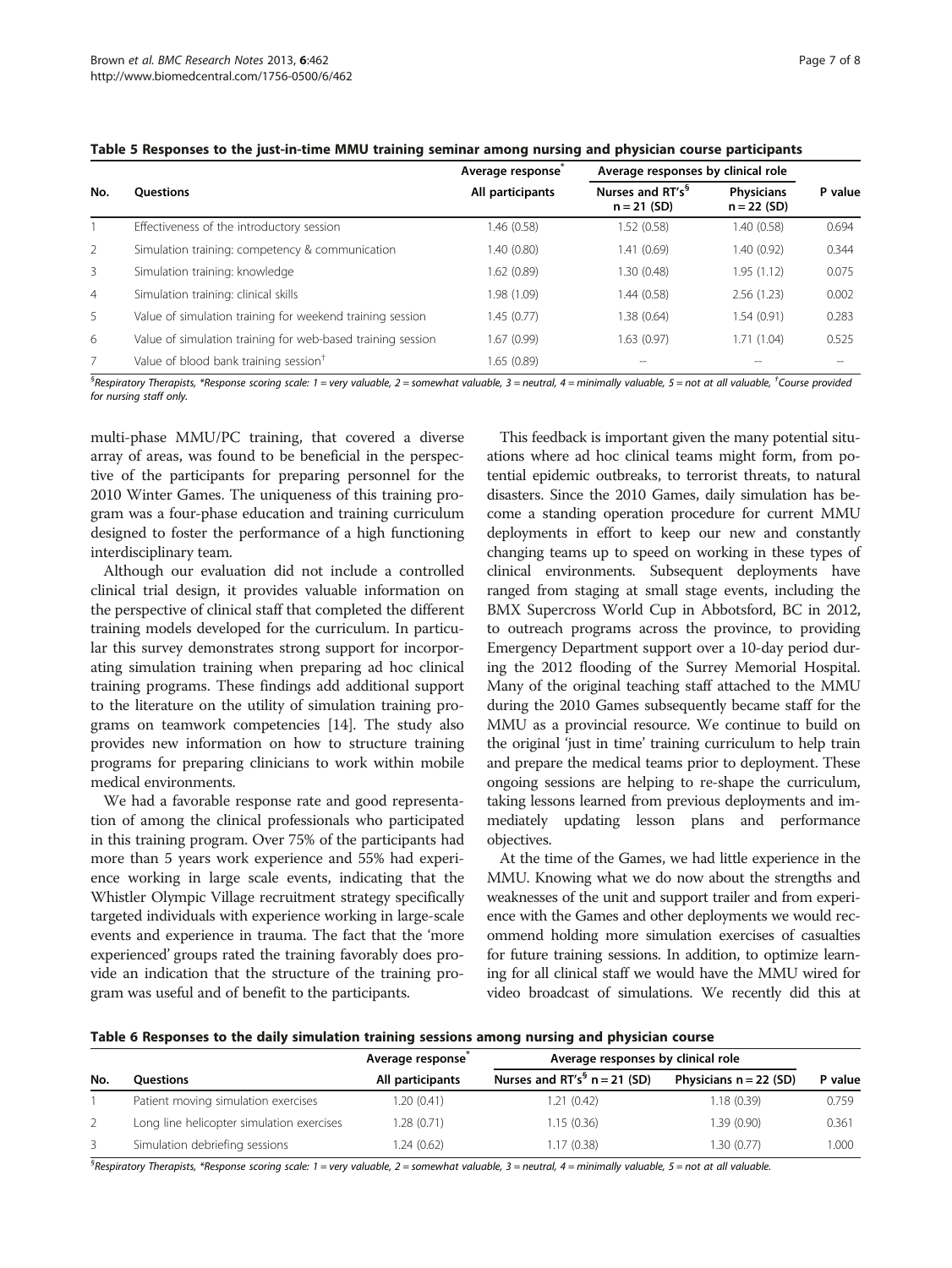**Table 5 Responses to the just-in-time MMU training seminar among nursing and physician course participants**

| No. | Questions | Average response* | Average responses by clinical role | | P value |
|---|---|---|---|---|---|
| | | All participants | Nurses and RT's[§] n = 21 (SD) | Physicians n = 22 (SD) | |
| 1 | Effectiveness of the introductory session | 1.46 (0.58) | 1.52 (0.58) | 1.40 (0.58) | 0.694 |
| 2 | Simulation training: competency & communication | 1.40 (0.80) | 1.41 (0.69) | 1.40 (0.92) | 0.344 |
| 3 | Simulation training: knowledge | 1.62 (0.89) | 1.30 (0.48) | 1.95 (1.12) | 0.075 |
| 4 | Simulation training: clinical skills | 1.98 (1.09) | 1.44 (0.58) | 2.56 (1.23) | 0.002 |
| 5 | Value of simulation training for weekend training session | 1.45 (0.77) | 1.38 (0.64) | 1.54 (0.91) | 0.283 |
| 6 | Value of simulation training for web-based training session | 1.67 (0.99) | 1.63 (0.97) | 1.71 (1.04) | 0.525 |
| 7 | Value of blood bank training session[†] | 1.65 (0.89) | -- | -- | -- |

[§]Respiratory Therapists, *Response scoring scale: 1 = very valuable, 2 = somewhat valuable, 3 = neutral, 4 = minimally valuable, 5 = not at all valuable, [†]Course provided for nursing staff only.

multi-phase MMU/PC training, that covered a diverse array of areas, was found to be beneficial in the perspective of the participants for preparing personnel for the 2010 Winter Games. The uniqueness of this training program was a four-phase education and training curriculum designed to foster the performance of a high functioning interdisciplinary team.

Although our evaluation did not include a controlled clinical trial design, it provides valuable information on the perspective of clinical staff that completed the different training models developed for the curriculum. In particular this survey demonstrates strong support for incorporating simulation training when preparing ad hoc clinical training programs. These findings add additional support to the literature on the utility of simulation training programs on teamwork competencies [14]. The study also provides new information on how to structure training programs for preparing clinicians to work within mobile medical environments.

We had a favorable response rate and good representation of among the clinical professionals who participated in this training program. Over 75% of the participants had more than 5 years work experience and 55% had experience working in large scale events, indicating that the Whistler Olympic Village recruitment strategy specifically targeted individuals with experience working in large-scale events and experience in trauma. The fact that the 'more experienced' groups rated the training favorably does provide an indication that the structure of the training program was useful and of benefit to the participants.

This feedback is important given the many potential situations where ad hoc clinical teams might form, from potential epidemic outbreaks, to terrorist threats, to natural disasters. Since the 2010 Games, daily simulation has become a standing operation procedure for current MMU deployments in effort to keep our new and constantly changing teams up to speed on working in these types of clinical environments. Subsequent deployments have ranged from staging at small stage events, including the BMX Supercross World Cup in Abbotsford, BC in 2012, to outreach programs across the province, to providing Emergency Department support over a 10-day period during the 2012 flooding of the Surrey Memorial Hospital. Many of the original teaching staff attached to the MMU during the 2010 Games subsequently became staff for the MMU as a provincial resource. We continue to build on the original 'just in time' training curriculum to help train and prepare the medical teams prior to deployment. These ongoing sessions are helping to re-shape the curriculum, taking lessons learned from previous deployments and immediately updating lesson plans and performance objectives.

At the time of the Games, we had little experience in the MMU. Knowing what we do now about the strengths and weaknesses of the unit and support trailer and from experience with the Games and other deployments we would recommend holding more simulation exercises of casualties for future training sessions. In addition, to optimize learning for all clinical staff we would have the MMU wired for video broadcast of simulations. We recently did this at

**Table 6 Responses to the daily simulation training sessions among nursing and physician course**

| No. | Questions | Average response* | Average responses by clinical role | | P value |
|---|---|---|---|---|---|
| | | All participants | Nurses and RT's[§] n = 21 (SD) | Physicians n = 22 (SD) | |
| 1 | Patient moving simulation exercises | 1.20 (0.41) | 1.21 (0.42) | 1.18 (0.39) | 0.759 |
| 2 | Long line helicopter simulation exercises | 1.28 (0.71) | 1.15 (0.36) | 1.39 (0.90) | 0.361 |
| 3 | Simulation debriefing sessions | 1.24 (0.62) | 1.17 (0.38) | 1.30 (0.77) | 1.000 |

[§]Respiratory Therapists, *Response scoring scale: 1 = very valuable, 2 = somewhat valuable, 3 = neutral, 4 = minimally valuable, 5 = not at all valuable.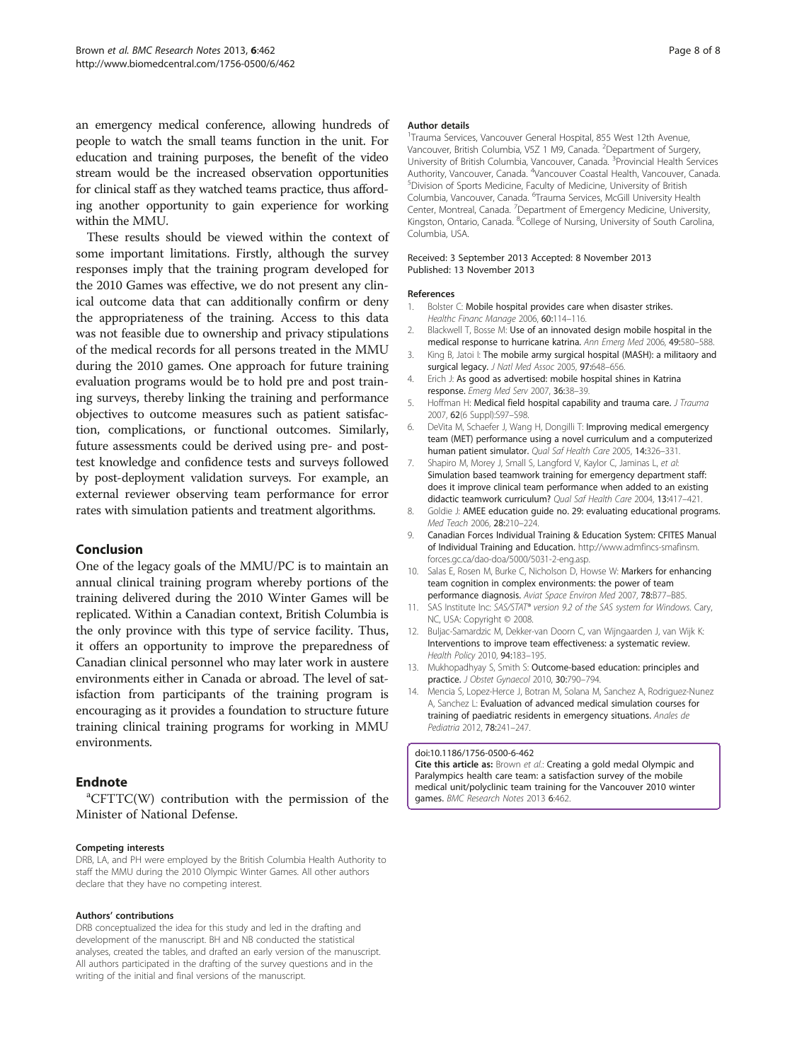an emergency medical conference, allowing hundreds of people to watch the small teams function in the unit. For education and training purposes, the benefit of the video stream would be the increased observation opportunities for clinical staff as they watched teams practice, thus affording another opportunity to gain experience for working within the MMU.

These results should be viewed within the context of some important limitations. Firstly, although the survey responses imply that the training program developed for the 2010 Games was effective, we do not present any clinical outcome data that can additionally confirm or deny the appropriateness of the training. Access to this data was not feasible due to ownership and privacy stipulations of the medical records for all persons treated in the MMU during the 2010 games. One approach for future training evaluation programs would be to hold pre and post training surveys, thereby linking the training and performance objectives to outcome measures such as patient satisfaction, complications, or functional outcomes. Similarly, future assessments could be derived using pre- and post-test knowledge and confidence tests and surveys followed by post-deployment validation surveys. For example, an external reviewer observing team performance for error rates with simulation patients and treatment algorithms.

## Conclusion

One of the legacy goals of the MMU/PC is to maintain an annual clinical training program whereby portions of the training delivered during the 2010 Winter Games will be replicated. Within a Canadian context, British Columbia is the only province with this type of service facility. Thus, it offers an opportunity to improve the preparedness of Canadian clinical personnel who may later work in austere environments either in Canada or abroad. The level of satisfaction from participants of the training program is encouraging as it provides a foundation to structure future training clinical training programs for working in MMU environments.

## Endnote

[a]CFTTC(W) contribution with the permission of the Minister of National Defense.

#### Competing interests

DRB, LA, and PH were employed by the British Columbia Health Authority to staff the MMU during the 2010 Olympic Winter Games. All other authors declare that they have no competing interest.

#### Authors' contributions

DRB conceptualized the idea for this study and led in the drafting and development of the manuscript. BH and NB conducted the statistical analyses, created the tables, and drafted an early version of the manuscript. All authors participated in the drafting of the survey questions and in the writing of the initial and final versions of the manuscript.

#### Author details

[1]Trauma Services, Vancouver General Hospital, 855 West 12th Avenue, Vancouver, British Columbia, V5Z 1 M9, Canada. [2]Department of Surgery, University of British Columbia, Vancouver, Canada. [3]Provincial Health Services Authority, Vancouver, Canada. [4]Vancouver Coastal Health, Vancouver, Canada. [5]Division of Sports Medicine, Faculty of Medicine, University of British Columbia, Vancouver, Canada. [6]Trauma Services, McGill University Health Center, Montreal, Canada. [7]Department of Emergency Medicine, University, Kingston, Ontario, Canada. [8]College of Nursing, University of South Carolina, Columbia, USA.

Received: 3 September 2013 Accepted: 8 November 2013
Published: 13 November 2013

#### References

1. Bolster C: **Mobile hospital provides care when disaster strikes.** *Healthc Financ Manage* 2006, **60:**114–116.
2. Blackwell T, Bosse M: **Use of an innovated design mobile hospital in the medical response to hurricane katrina.** *Ann Emerg Med* 2006, **49:**580–588.
3. King B, Jatoi I: **The mobile army surgical hospital (MASH): a militaory and surgical legacy.** *J Natl Med Assoc* 2005, **97:**648–656.
4. Erich J: **As good as advertised: mobile hospital shines in Katrina response.** *Emerg Med Serv* 2007, **36:**38–39.
5. Hoffman H: **Medical field hospital capability and trauma care.** *J Trauma* 2007, **62**(6 Suppl):S97–S98.
6. DeVita M, Schaefer J, Wang H, Dongilli T: **Improving medical emergency team (MET) performance using a novel curriculum and a computerized human patient simulator.** *Qual Saf Health Care* 2005, **14:**326–331.
7. Shapiro M, Morey J, Small S, Langford V, Kaylor C, Jaminas L, *et al*: **Simulation based teamwork training for emergency department staff: does it improve clinical team performance when added to an existing didactic teamwork curriculum?** *Qual Saf Health Care* 2004, **13:**417–421.
8. Goldie J: **AMEE education guide no. 29: evaluating educational programs.** *Med Teach* 2006, **28:**210–224.
9. Canadian Forces Individual Training & Education System: **CFITES Manual of Individual Training and Education.** http://www.admfincs-smafinsm.forces.gc.ca/dao-doa/5000/5031-2-eng.asp.
10. Salas E, Rosen M, Burke C, Nicholson D, Howse W: **Markers for enhancing team cognition in complex environments: the power of team performance diagnosis.** *Aviat Space Environ Med* 2007, **78:**B77–B85.
11. SAS Institute Inc: *SAS/STAT® version 9.2 of the SAS system for Windows.* Cary, NC, USA: Copyright © 2008.
12. Buljac-Samardzic M, Dekker-van Doorn C, van Wijngaarden J, van Wijk K: **Interventions to improve team effectiveness: a systematic review.** *Health Policy* 2010, **94:**183–195.
13. Mukhopadhyay S, Smith S: **Outcome-based education: principles and practice.** *J Obstet Gynaecol* 2010, **30:**790–794.
14. Mencia S, Lopez-Herce J, Botran M, Solana M, Sanchez A, Rodriguez-Nunez A, Sanchez L: **Evaluation of advanced medical simulation courses for training of paediatric residents in emergency situations.** *Anales de Pediatria* 2012, **78:**241–247.

doi:10.1186/1756-0500-6-462
**Cite this article as:** Brown *et al.*: Creating a gold medal Olympic and Paralympics health care team: a satisfaction survey of the mobile medical unit/polyclinic team training for the Vancouver 2010 winter games. *BMC Research Notes* 2013 **6**:462.